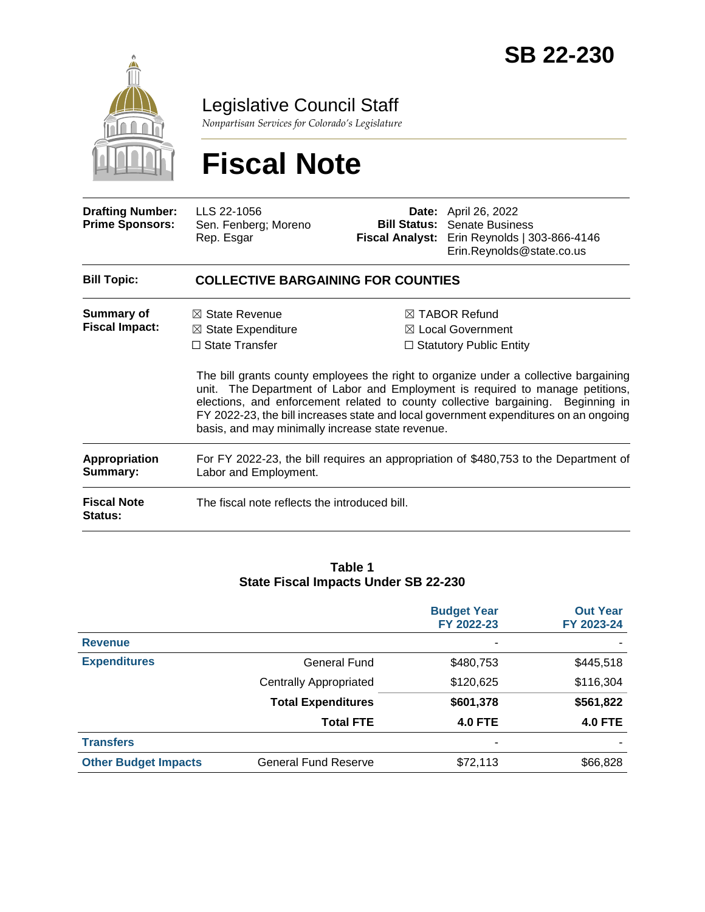# SB 22-230

## Legislative Council Staff

*Nonpartisan Services for Colorado's Legislature*

# Fiscal Note

| | | | |
|---|---|---|---|
| **Drafting Number:** | LLS 22-1056 | **Date:** | April 26, 2022 |
| **Prime Sponsors:** | Sen. Fenberg; Moreno<br>Rep. Esgar | **Bill Status:** | Senate Business |
| | | **Fiscal Analyst:** | Erin Reynolds \| 303-866-4146<br>Erin.Reynolds@state.co.us |

| | |
|---|---|
| **Bill Topic:** | **COLLECTIVE BARGAINING FOR COUNTIES** |

**Summary of Fiscal Impact:**

- ☒ State Revenue
- ☒ State Expenditure
- ☐ State Transfer
- ☒ TABOR Refund
- ☒ Local Government
- ☐ Statutory Public Entity

The bill grants county employees the right to organize under a collective bargaining unit. The Department of Labor and Employment is required to manage petitions, elections, and enforcement related to county collective bargaining. Beginning in FY 2022-23, the bill increases state and local government expenditures on an ongoing basis, and may minimally increase state revenue.

**Appropriation Summary:** For FY 2022-23, the bill requires an appropriation of $480,753 to the Department of Labor and Employment.

**Fiscal Note Status:** The fiscal note reflects the introduced bill.

**Table 1**
**State Fiscal Impacts Under SB 22-230**

| | | Budget Year FY 2022-23 | Out Year FY 2023-24 |
|---|---|---|---|
| **Revenue** | | - | - |
| **Expenditures** | General Fund | $480,753 | $445,518 |
| | Centrally Appropriated | $120,625 | $116,304 |
| | **Total Expenditures** | **$601,378** | **$561,822** |
| | **Total FTE** | **4.0 FTE** | **4.0 FTE** |
| **Transfers** | | - | - |
| **Other Budget Impacts** | General Fund Reserve | $72,113 | $66,828 |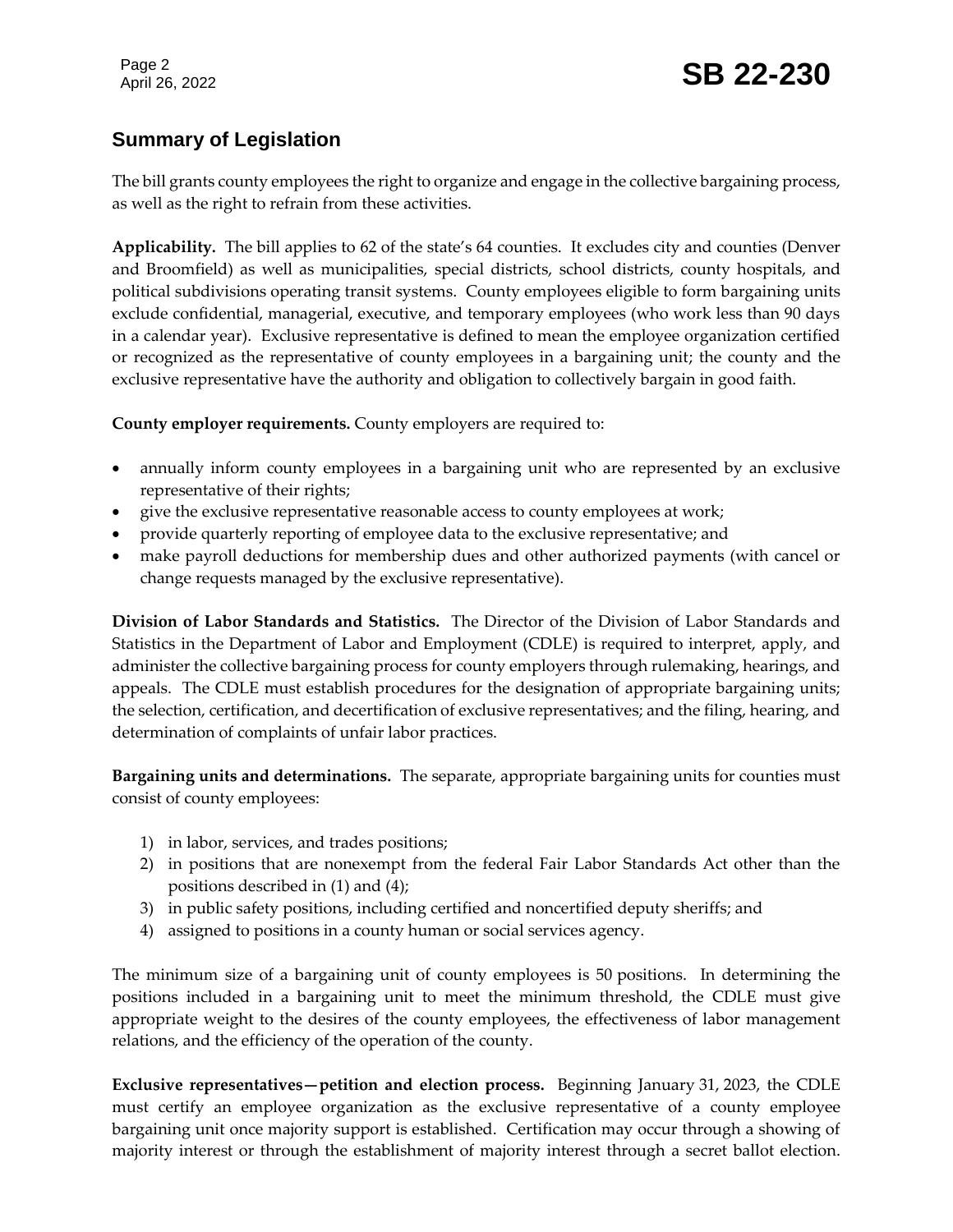## Summary of Legislation

The bill grants county employees the right to organize and engage in the collective bargaining process, as well as the right to refrain from these activities.

**Applicability.** The bill applies to 62 of the state's 64 counties. It excludes city and counties (Denver and Broomfield) as well as municipalities, special districts, school districts, county hospitals, and political subdivisions operating transit systems. County employees eligible to form bargaining units exclude confidential, managerial, executive, and temporary employees (who work less than 90 days in a calendar year). Exclusive representative is defined to mean the employee organization certified or recognized as the representative of county employees in a bargaining unit; the county and the exclusive representative have the authority and obligation to collectively bargain in good faith.

**County employer requirements.** County employers are required to:

- annually inform county employees in a bargaining unit who are represented by an exclusive representative of their rights;
- give the exclusive representative reasonable access to county employees at work;
- provide quarterly reporting of employee data to the exclusive representative; and
- make payroll deductions for membership dues and other authorized payments (with cancel or change requests managed by the exclusive representative).

**Division of Labor Standards and Statistics.** The Director of the Division of Labor Standards and Statistics in the Department of Labor and Employment (CDLE) is required to interpret, apply, and administer the collective bargaining process for county employers through rulemaking, hearings, and appeals. The CDLE must establish procedures for the designation of appropriate bargaining units; the selection, certification, and decertification of exclusive representatives; and the filing, hearing, and determination of complaints of unfair labor practices.

**Bargaining units and determinations.** The separate, appropriate bargaining units for counties must consist of county employees:

1) in labor, services, and trades positions;
2) in positions that are nonexempt from the federal Fair Labor Standards Act other than the positions described in (1) and (4);
3) in public safety positions, including certified and noncertified deputy sheriffs; and
4) assigned to positions in a county human or social services agency.

The minimum size of a bargaining unit of county employees is 50 positions. In determining the positions included in a bargaining unit to meet the minimum threshold, the CDLE must give appropriate weight to the desires of the county employees, the effectiveness of labor management relations, and the efficiency of the operation of the county.

**Exclusive representatives—petition and election process.** Beginning January 31, 2023, the CDLE must certify an employee organization as the exclusive representative of a county employee bargaining unit once majority support is established. Certification may occur through a showing of majority interest or through the establishment of majority interest through a secret ballot election.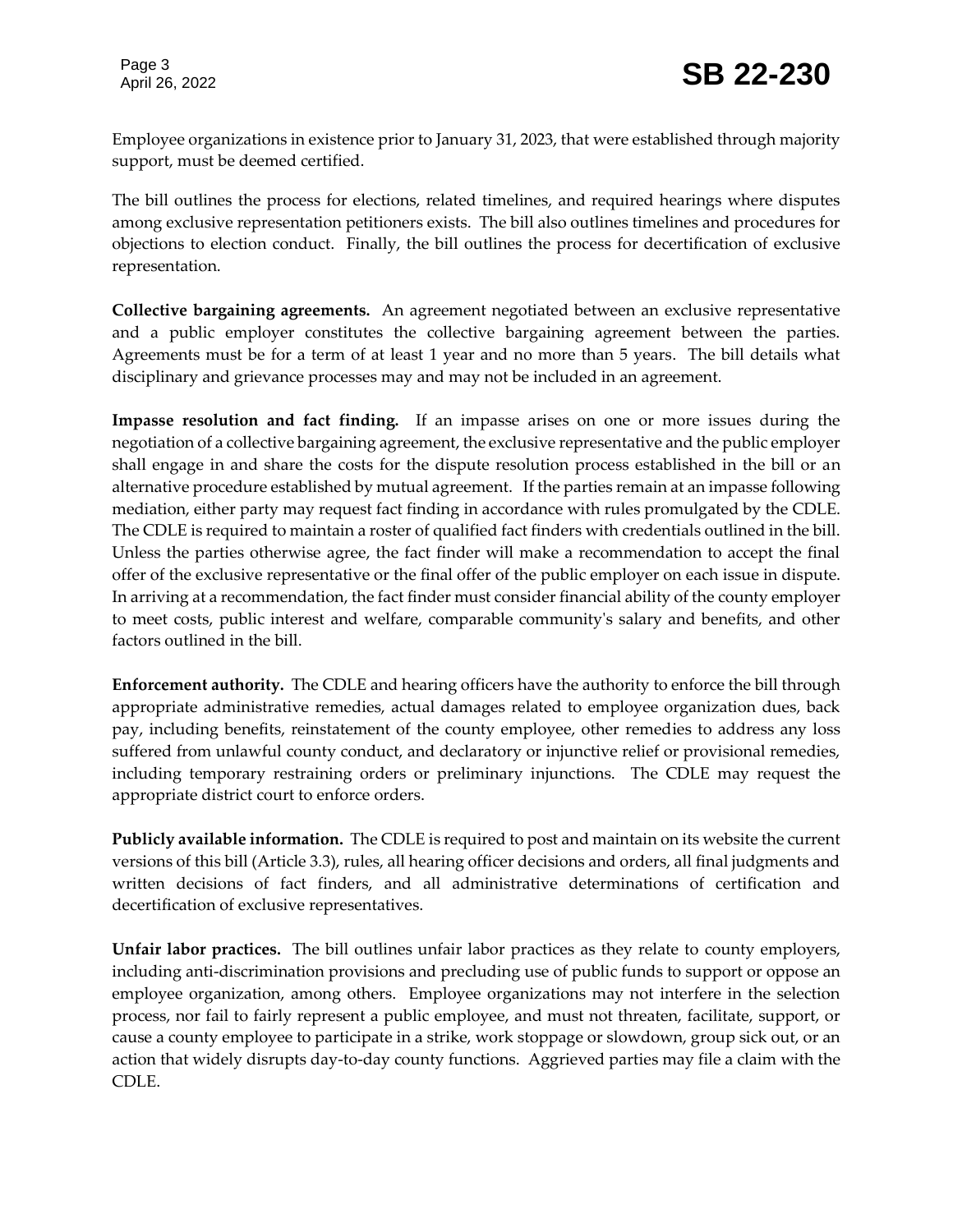Employee organizations in existence prior to January 31, 2023, that were established through majority support, must be deemed certified.

The bill outlines the process for elections, related timelines, and required hearings where disputes among exclusive representation petitioners exists. The bill also outlines timelines and procedures for objections to election conduct. Finally, the bill outlines the process for decertification of exclusive representation.

**Collective bargaining agreements.** An agreement negotiated between an exclusive representative and a public employer constitutes the collective bargaining agreement between the parties. Agreements must be for a term of at least 1 year and no more than 5 years. The bill details what disciplinary and grievance processes may and may not be included in an agreement.

**Impasse resolution and fact finding.** If an impasse arises on one or more issues during the negotiation of a collective bargaining agreement, the exclusive representative and the public employer shall engage in and share the costs for the dispute resolution process established in the bill or an alternative procedure established by mutual agreement. If the parties remain at an impasse following mediation, either party may request fact finding in accordance with rules promulgated by the CDLE. The CDLE is required to maintain a roster of qualified fact finders with credentials outlined in the bill. Unless the parties otherwise agree, the fact finder will make a recommendation to accept the final offer of the exclusive representative or the final offer of the public employer on each issue in dispute. In arriving at a recommendation, the fact finder must consider financial ability of the county employer to meet costs, public interest and welfare, comparable community's salary and benefits, and other factors outlined in the bill.

**Enforcement authority.** The CDLE and hearing officers have the authority to enforce the bill through appropriate administrative remedies, actual damages related to employee organization dues, back pay, including benefits, reinstatement of the county employee, other remedies to address any loss suffered from unlawful county conduct, and declaratory or injunctive relief or provisional remedies, including temporary restraining orders or preliminary injunctions. The CDLE may request the appropriate district court to enforce orders.

**Publicly available information.** The CDLE is required to post and maintain on its website the current versions of this bill (Article 3.3), rules, all hearing officer decisions and orders, all final judgments and written decisions of fact finders, and all administrative determinations of certification and decertification of exclusive representatives.

**Unfair labor practices.** The bill outlines unfair labor practices as they relate to county employers, including anti-discrimination provisions and precluding use of public funds to support or oppose an employee organization, among others. Employee organizations may not interfere in the selection process, nor fail to fairly represent a public employee, and must not threaten, facilitate, support, or cause a county employee to participate in a strike, work stoppage or slowdown, group sick out, or an action that widely disrupts day-to-day county functions. Aggrieved parties may file a claim with the CDLE.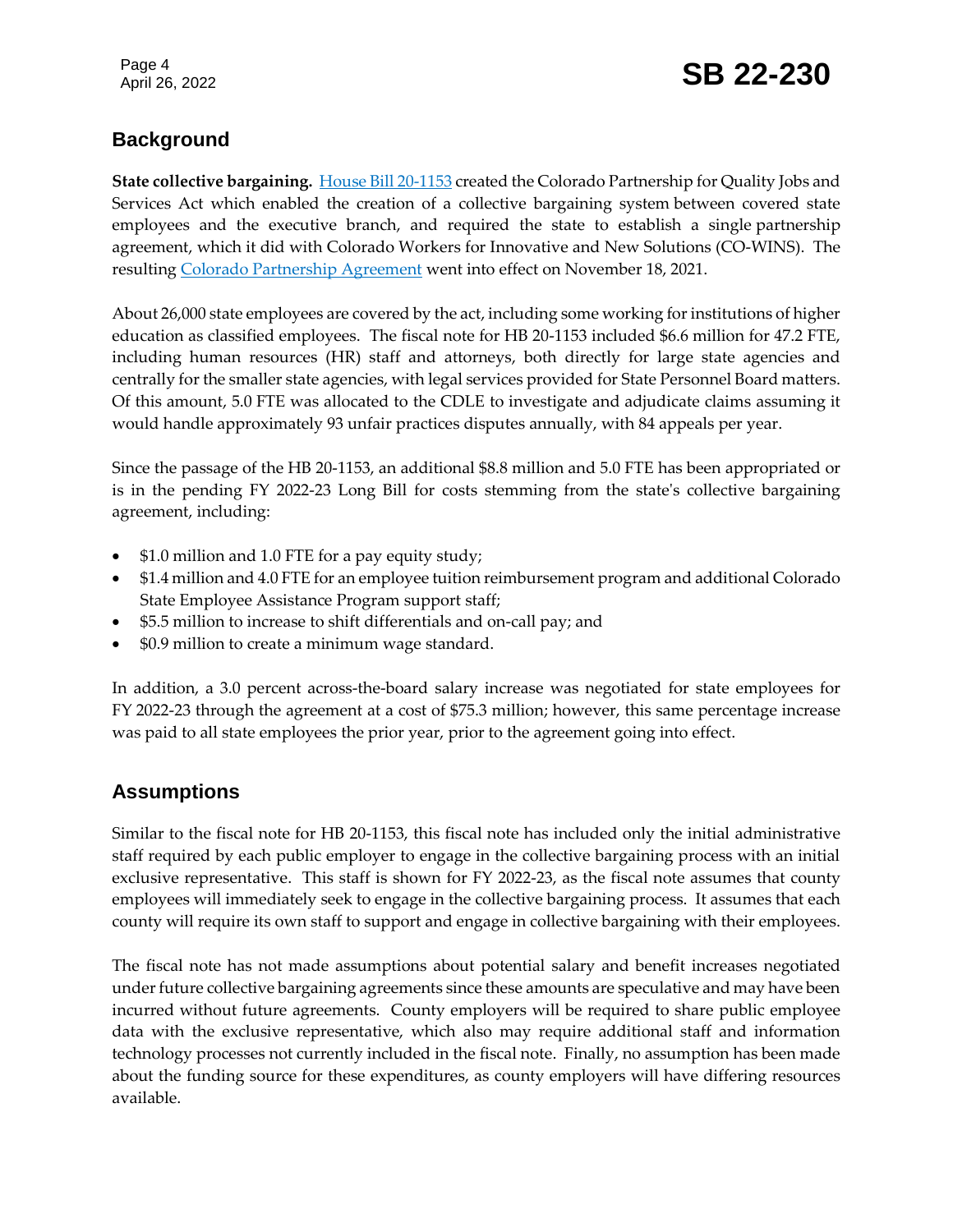## Background

**State collective bargaining.** House Bill 20-1153 created the Colorado Partnership for Quality Jobs and Services Act which enabled the creation of a collective bargaining system between covered state employees and the executive branch, and required the state to establish a single partnership agreement, which it did with Colorado Workers for Innovative and New Solutions (CO-WINS). The resulting Colorado Partnership Agreement went into effect on November 18, 2021.

About 26,000 state employees are covered by the act, including some working for institutions of higher education as classified employees. The fiscal note for HB 20-1153 included $6.6 million for 47.2 FTE, including human resources (HR) staff and attorneys, both directly for large state agencies and centrally for the smaller state agencies, with legal services provided for State Personnel Board matters. Of this amount, 5.0 FTE was allocated to the CDLE to investigate and adjudicate claims assuming it would handle approximately 93 unfair practices disputes annually, with 84 appeals per year.

Since the passage of the HB 20-1153, an additional $8.8 million and 5.0 FTE has been appropriated or is in the pending FY 2022-23 Long Bill for costs stemming from the state's collective bargaining agreement, including:

- $1.0 million and 1.0 FTE for a pay equity study;
- $1.4 million and 4.0 FTE for an employee tuition reimbursement program and additional Colorado State Employee Assistance Program support staff;
- $5.5 million to increase to shift differentials and on-call pay; and
- $0.9 million to create a minimum wage standard.

In addition, a 3.0 percent across-the-board salary increase was negotiated for state employees for FY 2022-23 through the agreement at a cost of $75.3 million; however, this same percentage increase was paid to all state employees the prior year, prior to the agreement going into effect.

## Assumptions

Similar to the fiscal note for HB 20-1153, this fiscal note has included only the initial administrative staff required by each public employer to engage in the collective bargaining process with an initial exclusive representative. This staff is shown for FY 2022-23, as the fiscal note assumes that county employees will immediately seek to engage in the collective bargaining process. It assumes that each county will require its own staff to support and engage in collective bargaining with their employees.

The fiscal note has not made assumptions about potential salary and benefit increases negotiated under future collective bargaining agreements since these amounts are speculative and may have been incurred without future agreements. County employers will be required to share public employee data with the exclusive representative, which also may require additional staff and information technology processes not currently included in the fiscal note. Finally, no assumption has been made about the funding source for these expenditures, as county employers will have differing resources available.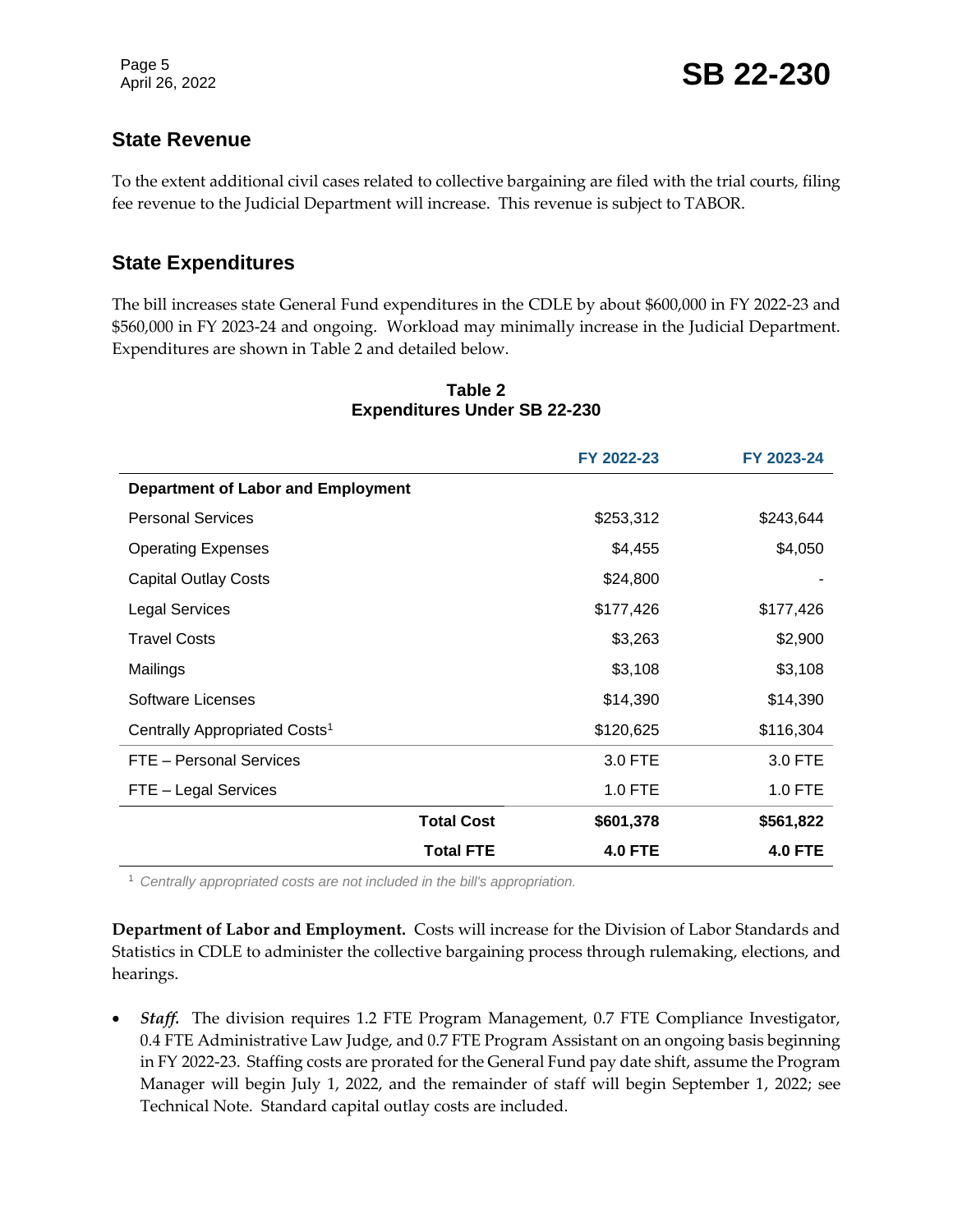## State Revenue

To the extent additional civil cases related to collective bargaining are filed with the trial courts, filing fee revenue to the Judicial Department will increase. This revenue is subject to TABOR.

## State Expenditures

The bill increases state General Fund expenditures in the CDLE by about $600,000 in FY 2022-23 and $560,000 in FY 2023-24 and ongoing. Workload may minimally increase in the Judicial Department. Expenditures are shown in Table 2 and detailed below.

**Table 2**
**Expenditures Under SB 22-230**

| | FY 2022-23 | FY 2023-24 |
|---|---|---|
| **Department of Labor and Employment** | | |
| Personal Services | $253,312 | $243,644 |
| Operating Expenses | $4,455 | $4,050 |
| Capital Outlay Costs | $24,800 | - |
| Legal Services | $177,426 | $177,426 |
| Travel Costs | $3,263 | $2,900 |
| Mailings | $3,108 | $3,108 |
| Software Licenses | $14,390 | $14,390 |
| Centrally Appropriated Costs[1] | $120,625 | $116,304 |
| FTE – Personal Services | 3.0 FTE | 3.0 FTE |
| FTE – Legal Services | 1.0 FTE | 1.0 FTE |
| **Total Cost** | **$601,378** | **$561,822** |
| **Total FTE** | **4.0 FTE** | **4.0 FTE** |

[1] *Centrally appropriated costs are not included in the bill's appropriation.*

**Department of Labor and Employment.** Costs will increase for the Division of Labor Standards and Statistics in CDLE to administer the collective bargaining process through rulemaking, elections, and hearings.

- ***Staff.*** The division requires 1.2 FTE Program Management, 0.7 FTE Compliance Investigator, 0.4 FTE Administrative Law Judge, and 0.7 FTE Program Assistant on an ongoing basis beginning in FY 2022-23. Staffing costs are prorated for the General Fund pay date shift, assume the Program Manager will begin July 1, 2022, and the remainder of staff will begin September 1, 2022; see Technical Note. Standard capital outlay costs are included.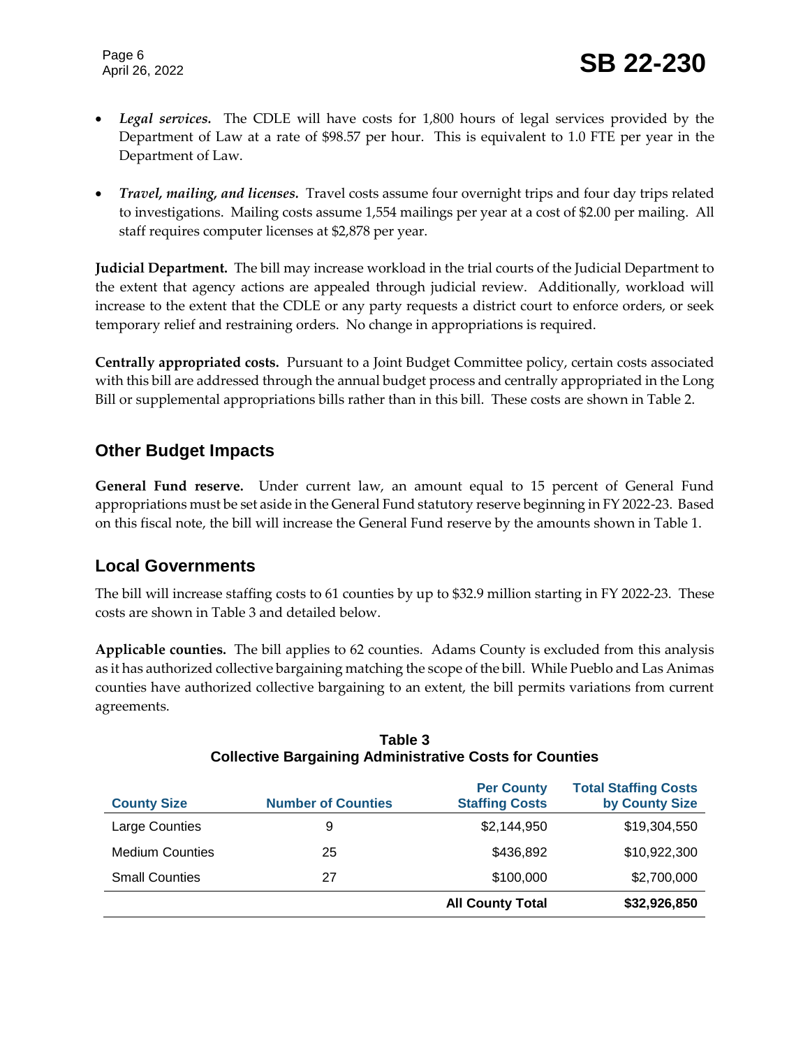- ***Legal services.*** The CDLE will have costs for 1,800 hours of legal services provided by the Department of Law at a rate of $98.57 per hour. This is equivalent to 1.0 FTE per year in the Department of Law.

- ***Travel, mailing, and licenses.*** Travel costs assume four overnight trips and four day trips related to investigations. Mailing costs assume 1,554 mailings per year at a cost of $2.00 per mailing. All staff requires computer licenses at $2,878 per year.

**Judicial Department.** The bill may increase workload in the trial courts of the Judicial Department to the extent that agency actions are appealed through judicial review. Additionally, workload will increase to the extent that the CDLE or any party requests a district court to enforce orders, or seek temporary relief and restraining orders. No change in appropriations is required.

**Centrally appropriated costs.** Pursuant to a Joint Budget Committee policy, certain costs associated with this bill are addressed through the annual budget process and centrally appropriated in the Long Bill or supplemental appropriations bills rather than in this bill. These costs are shown in Table 2.

## Other Budget Impacts

**General Fund reserve.** Under current law, an amount equal to 15 percent of General Fund appropriations must be set aside in the General Fund statutory reserve beginning in FY 2022-23. Based on this fiscal note, the bill will increase the General Fund reserve by the amounts shown in Table 1.

## Local Governments

The bill will increase staffing costs to 61 counties by up to $32.9 million starting in FY 2022-23. These costs are shown in Table 3 and detailed below.

**Applicable counties.** The bill applies to 62 counties. Adams County is excluded from this analysis as it has authorized collective bargaining matching the scope of the bill. While Pueblo and Las Animas counties have authorized collective bargaining to an extent, the bill permits variations from current agreements.

**Table 3**
**Collective Bargaining Administrative Costs for Counties**

| County Size | Number of Counties | Per County Staffing Costs | Total Staffing Costs by County Size |
|---|---|---|---|
| Large Counties | 9 | $2,144,950 | $19,304,550 |
| Medium Counties | 25 | $436,892 | $10,922,300 |
| Small Counties | 27 | $100,000 | $2,700,000 |
| | | **All County Total** | **$32,926,850** |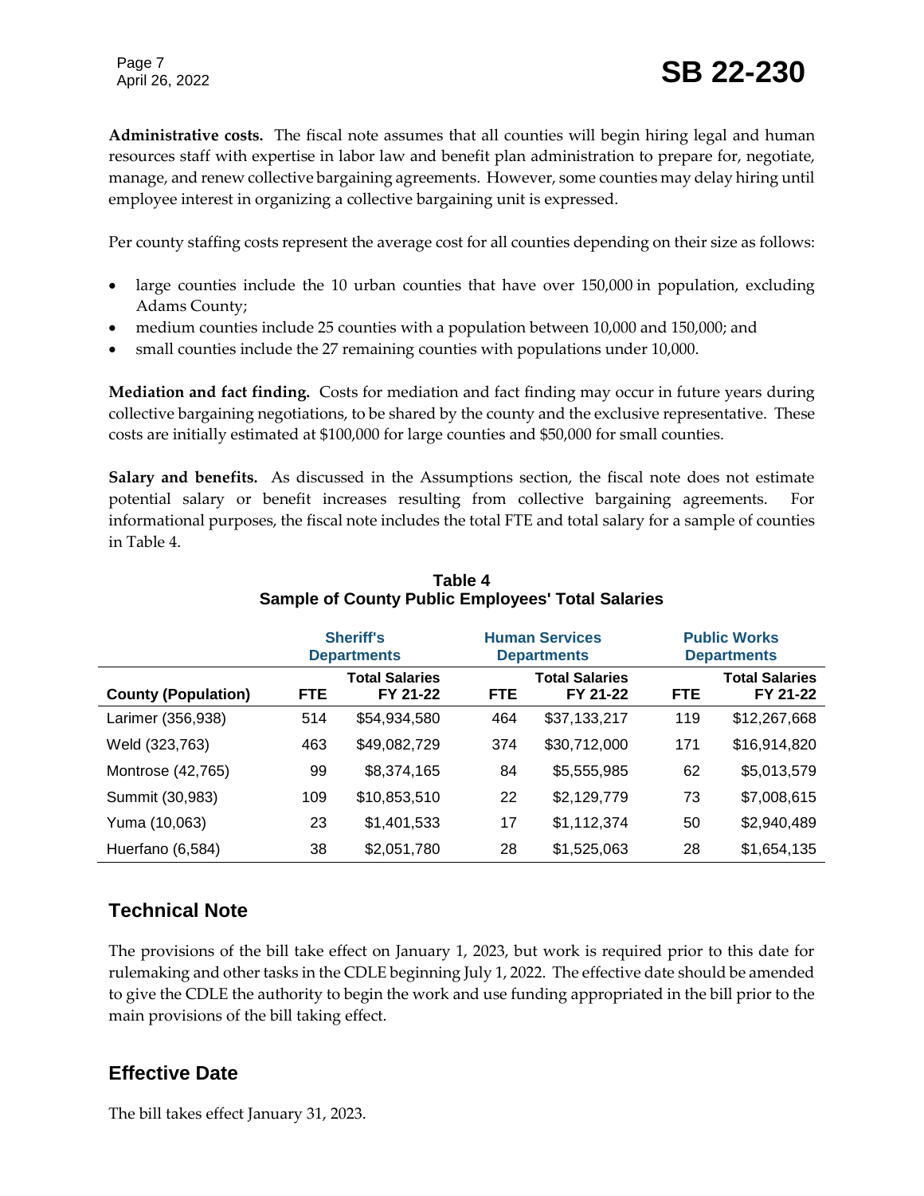**Administrative costs.** The fiscal note assumes that all counties will begin hiring legal and human resources staff with expertise in labor law and benefit plan administration to prepare for, negotiate, manage, and renew collective bargaining agreements. However, some counties may delay hiring until employee interest in organizing a collective bargaining unit is expressed.

Per county staffing costs represent the average cost for all counties depending on their size as follows:

- large counties include the 10 urban counties that have over 150,000 in population, excluding Adams County;
- medium counties include 25 counties with a population between 10,000 and 150,000; and
- small counties include the 27 remaining counties with populations under 10,000.

**Mediation and fact finding.** Costs for mediation and fact finding may occur in future years during collective bargaining negotiations, to be shared by the county and the exclusive representative. These costs are initially estimated at $100,000 for large counties and $50,000 for small counties.

**Salary and benefits.** As discussed in the Assumptions section, the fiscal note does not estimate potential salary or benefit increases resulting from collective bargaining agreements. For informational purposes, the fiscal note includes the total FTE and total salary for a sample of counties in Table 4.

**Table 4**
**Sample of County Public Employees' Total Salaries**

| | Sheriff's Departments | | Human Services Departments | | Public Works Departments | |
|---|---|---|---|---|---|---|
| **County (Population)** | **FTE** | **Total Salaries FY 21-22** | **FTE** | **Total Salaries FY 21-22** | **FTE** | **Total Salaries FY 21-22** |
| Larimer (356,938) | 514 | $54,934,580 | 464 | $37,133,217 | 119 | $12,267,668 |
| Weld (323,763) | 463 | $49,082,729 | 374 | $30,712,000 | 171 | $16,914,820 |
| Montrose (42,765) | 99 | $8,374,165 | 84 | $5,555,985 | 62 | $5,013,579 |
| Summit (30,983) | 109 | $10,853,510 | 22 | $2,129,779 | 73 | $7,008,615 |
| Yuma (10,063) | 23 | $1,401,533 | 17 | $1,112,374 | 50 | $2,940,489 |
| Huerfano (6,584) | 38 | $2,051,780 | 28 | $1,525,063 | 28 | $1,654,135 |

## Technical Note

The provisions of the bill take effect on January 1, 2023, but work is required prior to this date for rulemaking and other tasks in the CDLE beginning July 1, 2022. The effective date should be amended to give the CDLE the authority to begin the work and use funding appropriated in the bill prior to the main provisions of the bill taking effect.

## Effective Date

The bill takes effect January 31, 2023.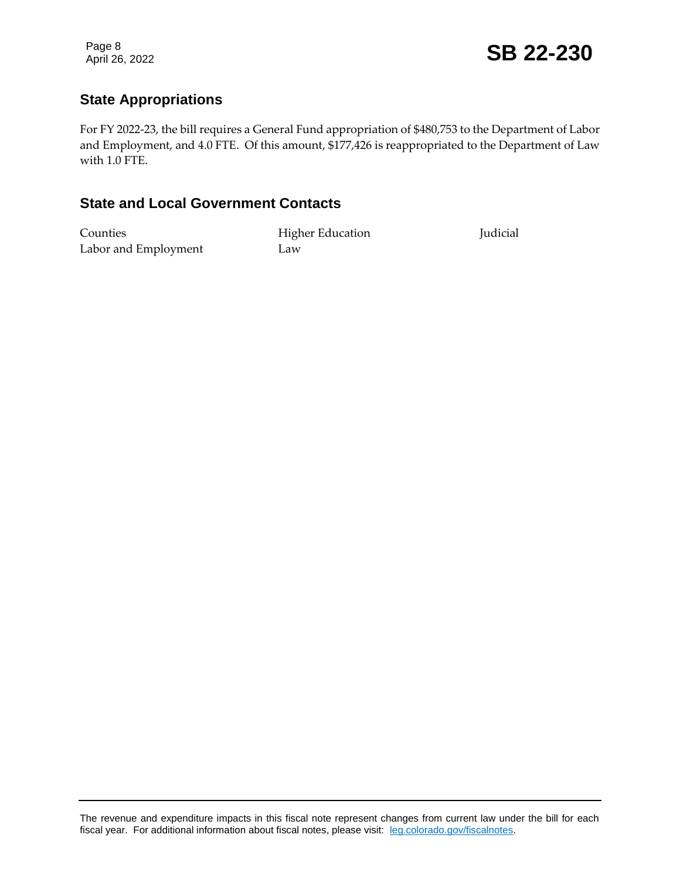## State Appropriations

For FY 2022-23, the bill requires a General Fund appropriation of $480,753 to the Department of Labor and Employment, and 4.0 FTE. Of this amount, $177,426 is reappropriated to the Department of Law with 1.0 FTE.

## State and Local Government Contacts

| | | |
|---|---|---|
| Counties | Higher Education | Judicial |
| Labor and Employment | Law | |

The revenue and expenditure impacts in this fiscal note represent changes from current law under the bill for each fiscal year. For additional information about fiscal notes, please visit: leg.colorado.gov/fiscalnotes.